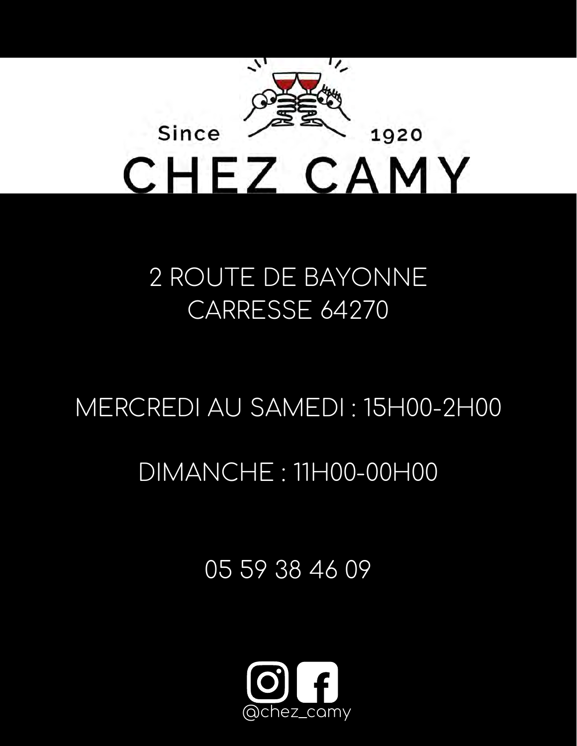Since 1920

# CHEZ CAMY

2 ROUTE DE BAYONNE
CARRESSE 64270

MERCREDI AU SAMEDI : 15H00-2H00

DIMANCHE : 11H00-00H00

05 59 38 46 09

@chez_camy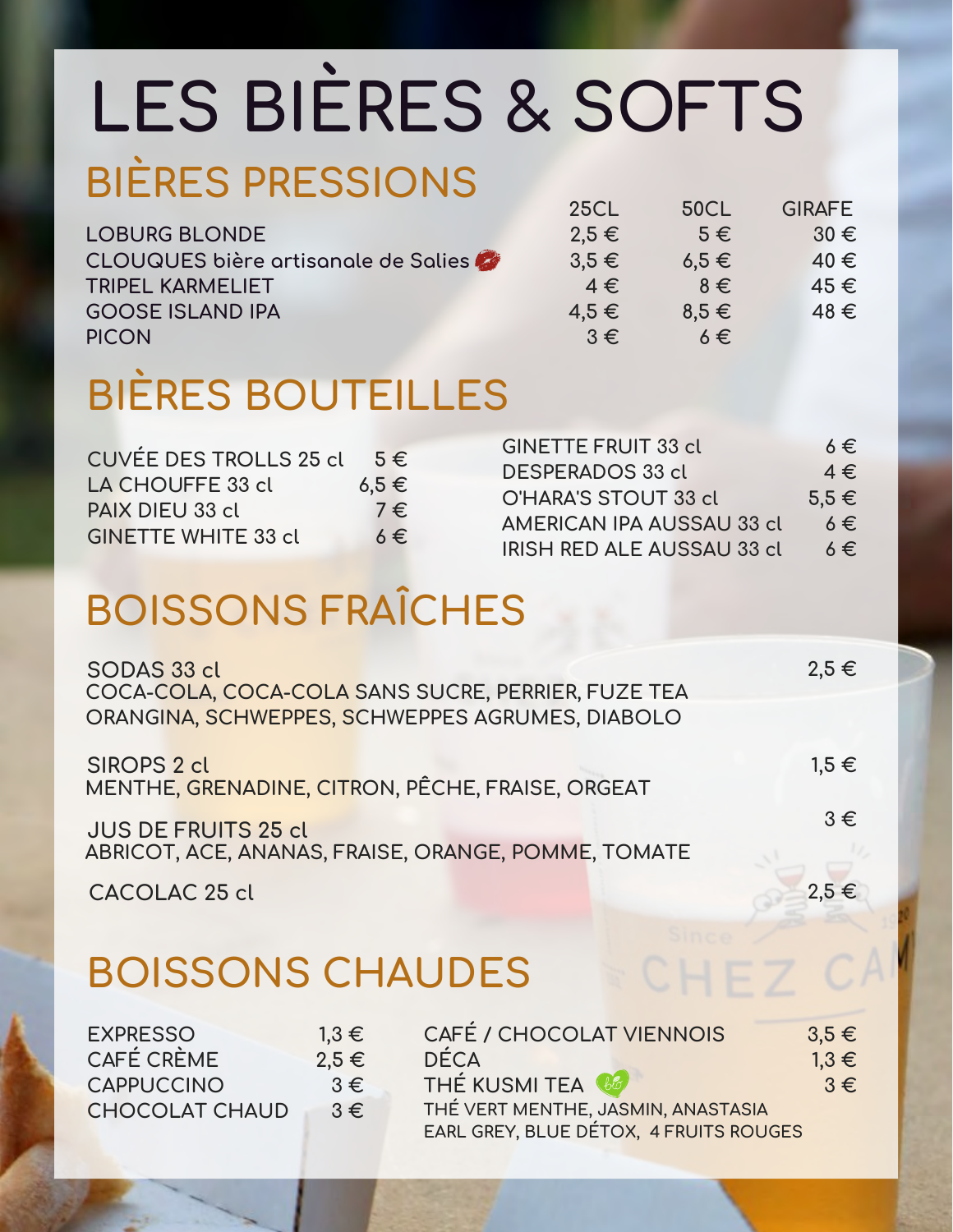# LES BIÈRES & SOFTS

## BIÈRES PRESSIONS

| | 25CL | 50CL | GIRAFE |
|---|---|---|---|
| LOBURG BLONDE | 2,5 € | 5 € | 30 € |
| CLOUQUES bière artisanale de Salies | 3,5 € | 6,5 € | 40 € |
| TRIPEL KARMELIET | 4 € | 8 € | 45 € |
| GOOSE ISLAND IPA | 4,5 € | 8,5 € | 48 € |
| PICON | 3 € | 6 € | |

## BIÈRES BOUTEILLES

| | |
|---|---|
| CUVÉE DES TROLLS 25 cl | 5 € |
| LA CHOUFFE 33 cl | 6,5 € |
| PAIX DIEU 33 cl | 7 € |
| GINETTE WHITE 33 cl | 6 € |
| GINETTE FRUIT 33 cl | 6 € |
| DESPERADOS 33 cl | 4 € |
| O'HARA'S STOUT 33 cl | 5,5 € |
| AMERICAN IPA AUSSAU 33 cl | 6 € |
| IRISH RED ALE AUSSAU 33 cl | 6 € |

## BOISSONS FRAÎCHES

SODAS 33 cl — 2,5 €
COCA-COLA, COCA-COLA SANS SUCRE, PERRIER, FUZE TEA
ORANGINA, SCHWEPPES, SCHWEPPES AGRUMES, DIABOLO

SIROPS 2 cl — 1,5 €
MENTHE, GRENADINE, CITRON, PÊCHE, FRAISE, ORGEAT

JUS DE FRUITS 25 cl — 3 €
ABRICOT, ACE, ANANAS, FRAISE, ORANGE, POMME, TOMATE

CACOLAC 25 cl — 2,5 €

## BOISSONS CHAUDES

| | |
|---|---|
| EXPRESSO | 1,3 € |
| CAFÉ CRÈME | 2,5 € |
| CAPPUCCINO | 3 € |
| CHOCOLAT CHAUD | 3 € |
| CAFÉ / CHOCOLAT VIENNOIS | 3,5 € |
| DÉCA | 1,3 € |
| THÉ KUSMI TEA (bio) | 3 € |

THÉ VERT MENTHE, JASMIN, ANASTASIA
EARL GREY, BLUE DÉTOX, 4 FRUITS ROUGES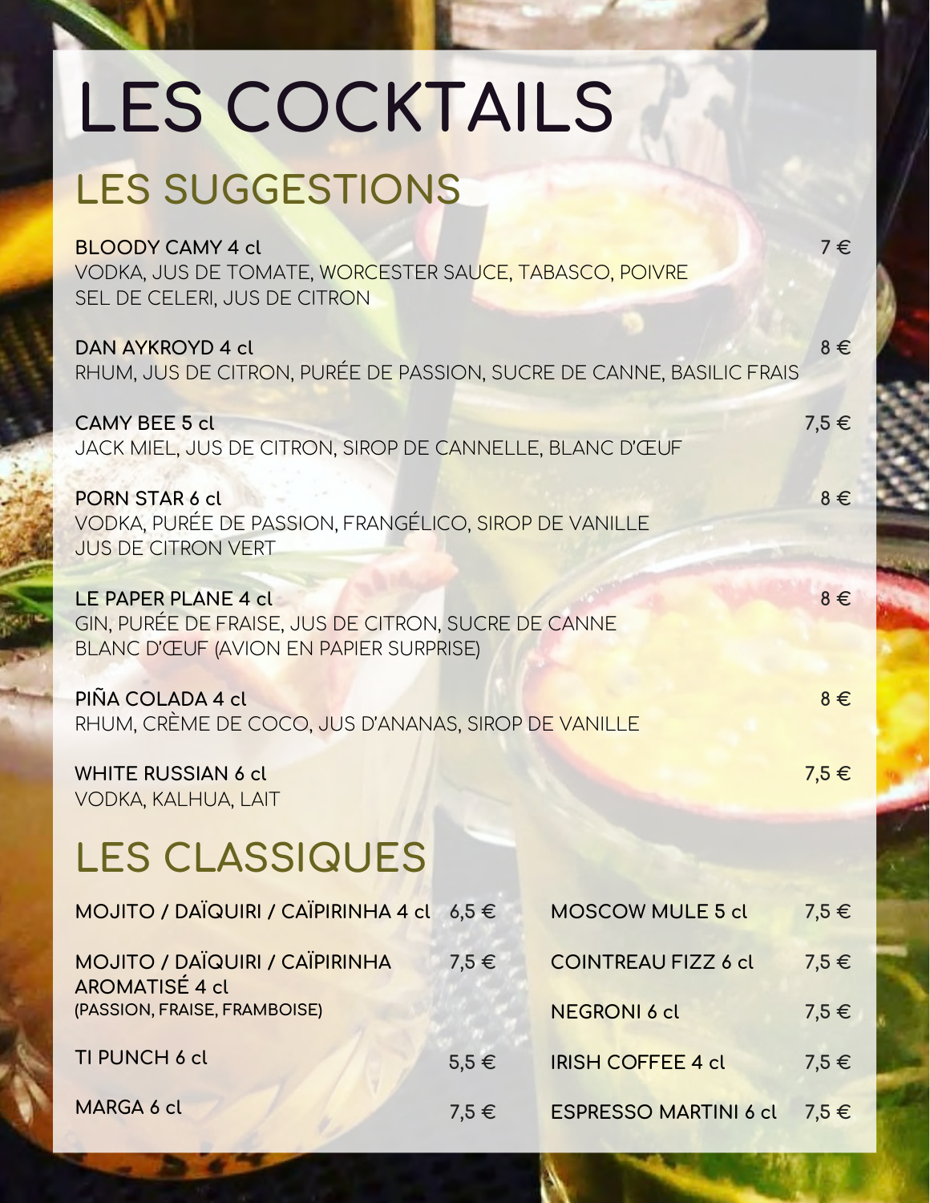# LES COCKTAILS

## LES SUGGESTIONS

**BLOODY CAMY 4 cl** — 7 €
VODKA, JUS DE TOMATE, WORCESTER SAUCE, TABASCO, POIVRE
SEL DE CELERI, JUS DE CITRON

**DAN AYKROYD 4 cl** — 8 €
RHUM, JUS DE CITRON, PURÉE DE PASSION, SUCRE DE CANNE, BASILIC FRAIS

**CAMY BEE 5 cl** — 7,5 €
JACK MIEL, JUS DE CITRON, SIROP DE CANNELLE, BLANC D'ŒUF

**PORN STAR 6 cl** — 8 €
VODKA, PURÉE DE PASSION, FRANGÉLICO, SIROP DE VANILLE
JUS DE CITRON VERT

**LE PAPER PLANE 4 cl** — 8 €
GIN, PURÉE DE FRAISE, JUS DE CITRON, SUCRE DE CANNE
BLANC D'ŒUF (AVION EN PAPIER SURPRISE)

**PIÑA COLADA 4 cl** — 8 €
RHUM, CRÈME DE COCO, JUS D'ANANAS, SIROP DE VANILLE

**WHITE RUSSIAN 6 cl** — 7,5 €
VODKA, KALHUA, LAIT

## LES CLASSIQUES

| | |
|---|---|
| **MOJITO / DAÏQUIRI / CAÏPIRINHA 4 cl** | 6,5 € |
| **MOJITO / DAÏQUIRI / CAÏPIRINHA AROMATISÉ 4 cl** (PASSION, FRAISE, FRAMBOISE) | 7,5 € |
| **TI PUNCH 6 cl** | 5,5 € |
| **MARGA 6 cl** | 7,5 € |
| **MOSCOW MULE 5 cl** | 7,5 € |
| **COINTREAU FIZZ 6 cl** | 7,5 € |
| **NEGRONI 6 cl** | 7,5 € |
| **IRISH COFFEE 4 cl** | 7,5 € |
| **ESPRESSO MARTINI 6 cl** | 7,5 € |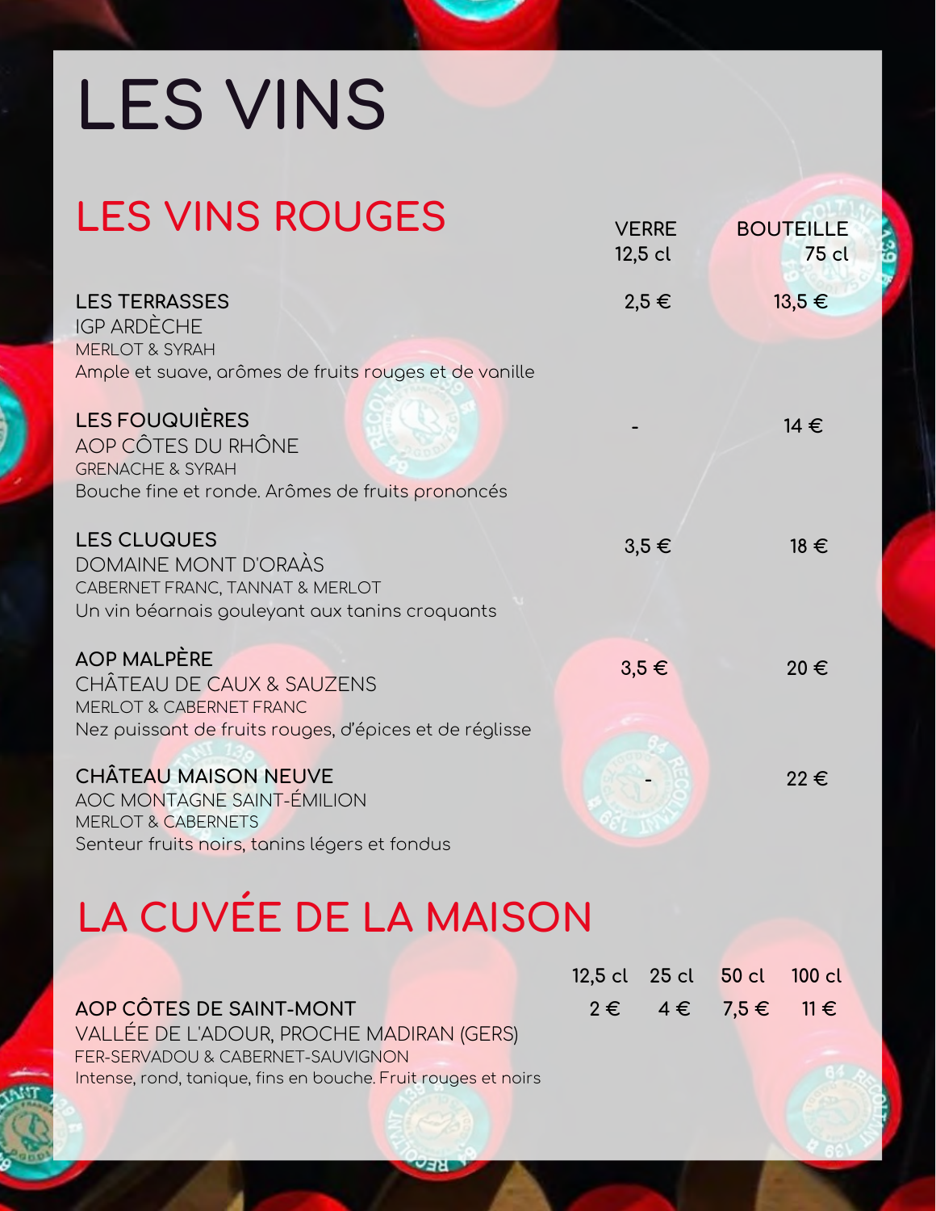# LES VINS

## LES VINS ROUGES

| | VERRE 12,5 cl | BOUTEILLE 75 cl |
|---|---|---|
| **LES TERRASSES**<br>IGP ARDÈCHE<br>MERLOT & SYRAH<br>Ample et suave, arômes de fruits rouges et de vanille | 2,5 € | 13,5 € |
| **LES FOUQUIÈRES**<br>AOP CÔTES DU RHÔNE<br>GRENACHE & SYRAH<br>Bouche fine et ronde. Arômes de fruits prononcés | - | 14 € |
| **LES CLUQUES**<br>DOMAINE MONT D'ORAÀS<br>CABERNET FRANC, TANNAT & MERLOT<br>Un vin béarnais gouleyant aux tanins croquants | 3,5 € | 18 € |
| **AOP MALPÈRE**<br>CHÂTEAU DE CAUX & SAUZENS<br>MERLOT & CABERNET FRANC<br>Nez puissant de fruits rouges, d'épices et de réglisse | 3,5 € | 20 € |
| **CHÂTEAU MAISON NEUVE**<br>AOC MONTAGNE SAINT-ÉMILION<br>MERLOT & CABERNETS<br>Senteur fruits noirs, tanins légers et fondus | - | 22 € |

## LA CUVÉE DE LA MAISON

| | 12,5 cl | 25 cl | 50 cl | 100 cl |
|---|---|---|---|---|
| **AOP CÔTES DE SAINT-MONT**<br>VALLÉE DE L'ADOUR, PROCHE MADIRAN (GERS)<br>FER-SERVADOU & CABERNET-SAUVIGNON<br>Intense, rond, tanique, fins en bouche. Fruit rouges et noirs | 2 € | 4 € | 7,5 € | 11 € |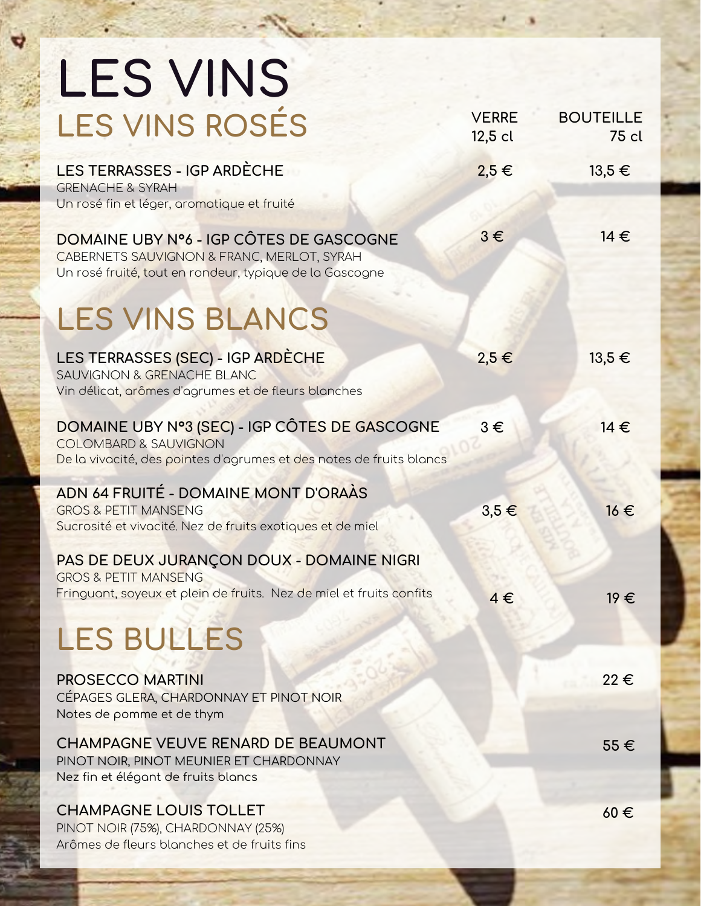# LES VINS

## LES VINS ROSÉS

| | VERRE 12,5 cl | BOUTEILLE 75 cl |
|---|---|---|
| **LES TERRASSES - IGP ARDÈCHE**<br>GRENACHE & SYRAH<br>Un rosé fin et léger, aromatique et fruité | 2,5 € | 13,5 € |
| **DOMAINE UBY N°6 - IGP CÔTES DE GASCOGNE**<br>CABERNETS SAUVIGNON & FRANC, MERLOT, SYRAH<br>Un rosé fruité, tout en rondeur, typique de la Gascogne | 3 € | 14 € |

## LES VINS BLANCS

| | VERRE 12,5 cl | BOUTEILLE 75 cl |
|---|---|---|
| **LES TERRASSES (SEC) - IGP ARDÈCHE**<br>SAUVIGNON & GRENACHE BLANC<br>Vin délicat, arômes d'agrumes et de fleurs blanches | 2,5 € | 13,5 € |
| **DOMAINE UBY N°3 (SEC) - IGP CÔTES DE GASCOGNE**<br>COLOMBARD & SAUVIGNON<br>De la vivacité, des pointes d'agrumes et des notes de fruits blancs | 3 € | 14 € |
| **ADN 64 FRUITÉ - DOMAINE MONT D'ORAÀS**<br>GROS & PETIT MANSENG<br>Sucrosité et vivacité. Nez de fruits exotiques et de miel | 3,5 € | 16 € |
| **PAS DE DEUX JURANÇON DOUX - DOMAINE NIGRI**<br>GROS & PETIT MANSENG<br>Fringuant, soyeux et plein de fruits. Nez de miel et fruits confits | 4 € | 19 € |

## LES BULLES

| | BOUTEILLE 75 cl |
|---|---|
| **PROSECCO MARTINI**<br>CÉPAGES GLERA, CHARDONNAY ET PINOT NOIR<br>Notes de pomme et de thym | 22 € |
| **CHAMPAGNE VEUVE RENARD DE BEAUMONT**<br>PINOT NOIR, PINOT MEUNIER ET CHARDONNAY<br>Nez fin et élégant de fruits blancs | 55 € |
| **CHAMPAGNE LOUIS TOLLET**<br>PINOT NOIR (75%), CHARDONNAY (25%)<br>Arômes de fleurs blanches et de fruits fins | 60 € |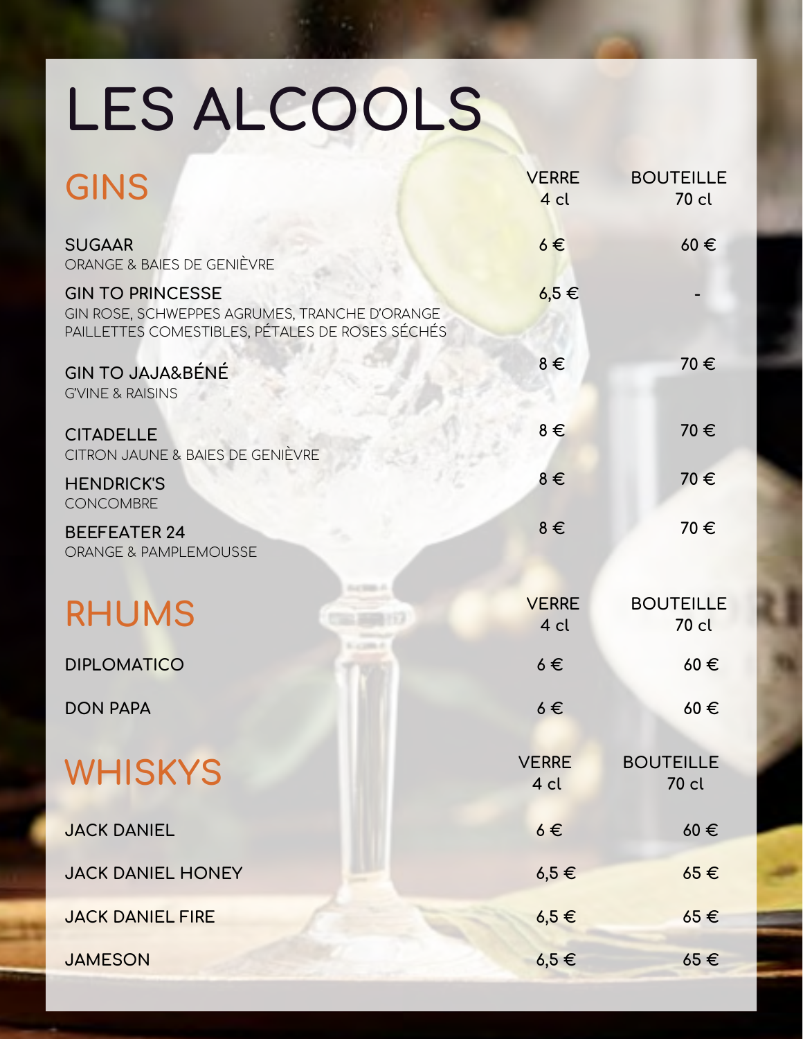# LES ALCOOLS

## GINS

| GINS | VERRE 4 cl | BOUTEILLE 70 cl |
|---|---|---|
| **SUGAAR**<br>ORANGE & BAIES DE GENIÈVRE | 6 € | 60 € |
| **GIN TO PRINCESSE**<br>GIN ROSE, SCHWEPPES AGRUMES, TRANCHE D'ORANGE PAILLETTES COMESTIBLES, PÉTALES DE ROSES SÉCHÉS | 6,5 € | - |
| **GIN TO JAJA&BÉNÉ**<br>G'VINE & RAISINS | 8 € | 70 € |
| **CITADELLE**<br>CITRON JAUNE & BAIES DE GENIÈVRE | 8 € | 70 € |
| **HENDRICK'S**<br>CONCOMBRE | 8 € | 70 € |
| **BEEFEATER 24**<br>ORANGE & PAMPLEMOUSSE | 8 € | 70 € |

## RHUMS

| RHUMS | VERRE 4 cl | BOUTEILLE 70 cl |
|---|---|---|
| DIPLOMATICO | 6 € | 60 € |
| DON PAPA | 6 € | 60 € |

## WHISKYS

| WHISKYS | VERRE 4 cl | BOUTEILLE 70 cl |
|---|---|---|
| JACK DANIEL | 6 € | 60 € |
| JACK DANIEL HONEY | 6,5 € | 65 € |
| JACK DANIEL FIRE | 6,5 € | 65 € |
| JAMESON | 6,5 € | 65 € |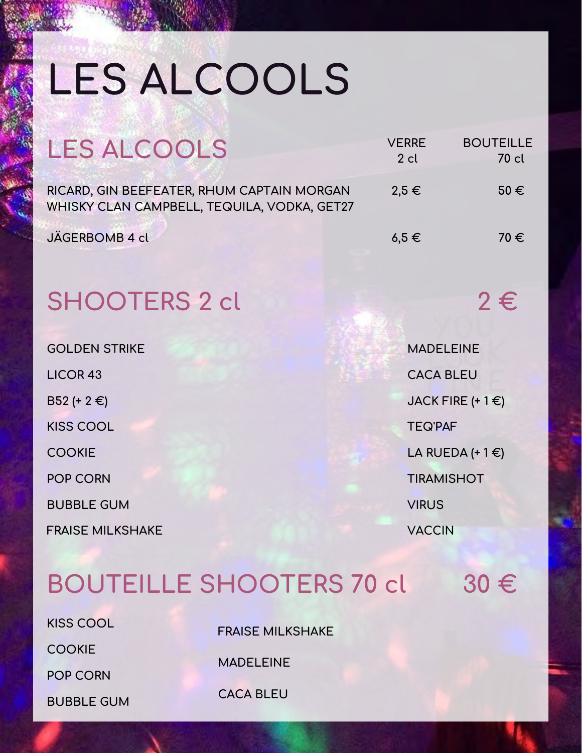# LES ALCOOLS

## LES ALCOOLS

| LES ALCOOLS | VERRE 2 cl | BOUTEILLE 70 cl |
| --- | --- | --- |
| RICARD, GIN BEEFEATER, RHUM CAPTAIN MORGAN WHISKY CLAN CAMPBELL, TEQUILA, VODKA, GET27 | 2,5 € | 50 € |
| JÄGERBOMB 4 cl | 6,5 € | 70 € |

## SHOOTERS 2 cl — 2 €

- GOLDEN STRIKE
- LICOR 43
- B52 (+ 2 €)
- KISS COOL
- COOKIE
- POP CORN
- BUBBLE GUM
- FRAISE MILKSHAKE
- MADELEINE
- CACA BLEU
- JACK FIRE (+ 1 €)
- TEQ'PAF
- LA RUEDA (+ 1 €)
- TIRAMISHOT
- VIRUS
- VACCIN

## BOUTEILLE SHOOTERS 70 cl — 30 €

- KISS COOL
- COOKIE
- POP CORN
- BUBBLE GUM
- FRAISE MILKSHAKE
- MADELEINE
- CACA BLEU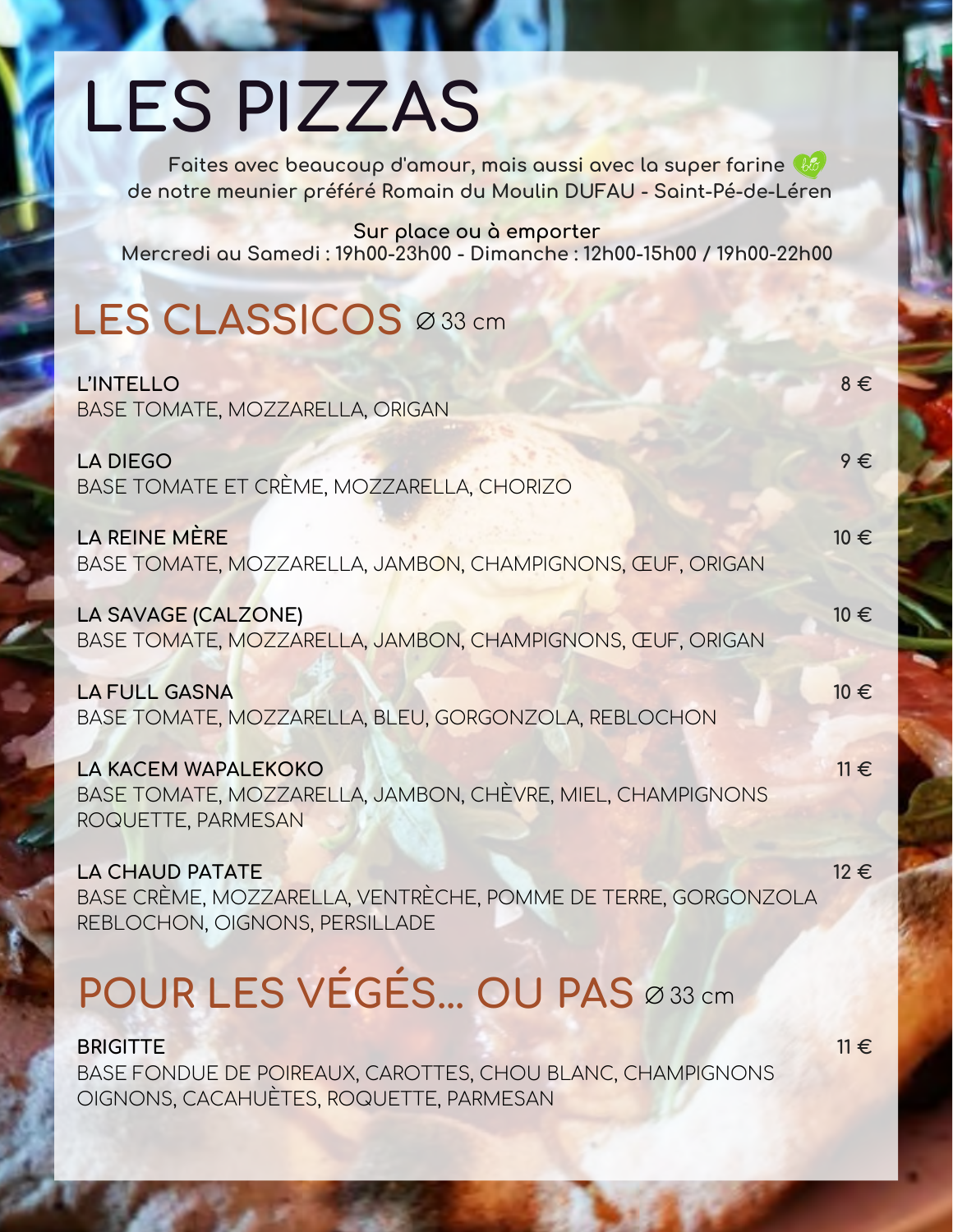# LES PIZZAS

Faites avec beaucoup d'amour, mais aussi avec la super farine bio de notre meunier préféré Romain du Moulin DUFAU - Saint-Pé-de-Léren

Sur place ou à emporter
Mercredi au Samedi : 19h00-23h00 - Dimanche : 12h00-15h00 / 19h00-22h00

## LES CLASSICOS ∅ 33 cm

**L'INTELLO** — 8 €
BASE TOMATE, MOZZARELLA, ORIGAN

**LA DIEGO** — 9 €
BASE TOMATE ET CRÈME, MOZZARELLA, CHORIZO

**LA REINE MÈRE** — 10 €
BASE TOMATE, MOZZARELLA, JAMBON, CHAMPIGNONS, ŒUF, ORIGAN

**LA SAVAGE (CALZONE)** — 10 €
BASE TOMATE, MOZZARELLA, JAMBON, CHAMPIGNONS, ŒUF, ORIGAN

**LA FULL GASNA** — 10 €
BASE TOMATE, MOZZARELLA, BLEU, GORGONZOLA, REBLOCHON

**LA KACEM WAPALEKOKO** — 11 €
BASE TOMATE, MOZZARELLA, JAMBON, CHÈVRE, MIEL, CHAMPIGNONS ROQUETTE, PARMESAN

**LA CHAUD PATATE** — 12 €
BASE CRÈME, MOZZARELLA, VENTRÈCHE, POMME DE TERRE, GORGONZOLA REBLOCHON, OIGNONS, PERSILLADE

## POUR LES VÉGÉS... OU PAS ∅ 33 cm

**BRIGITTE** — 11 €
BASE FONDUE DE POIREAUX, CAROTTES, CHOU BLANC, CHAMPIGNONS OIGNONS, CACAHUÈTES, ROQUETTE, PARMESAN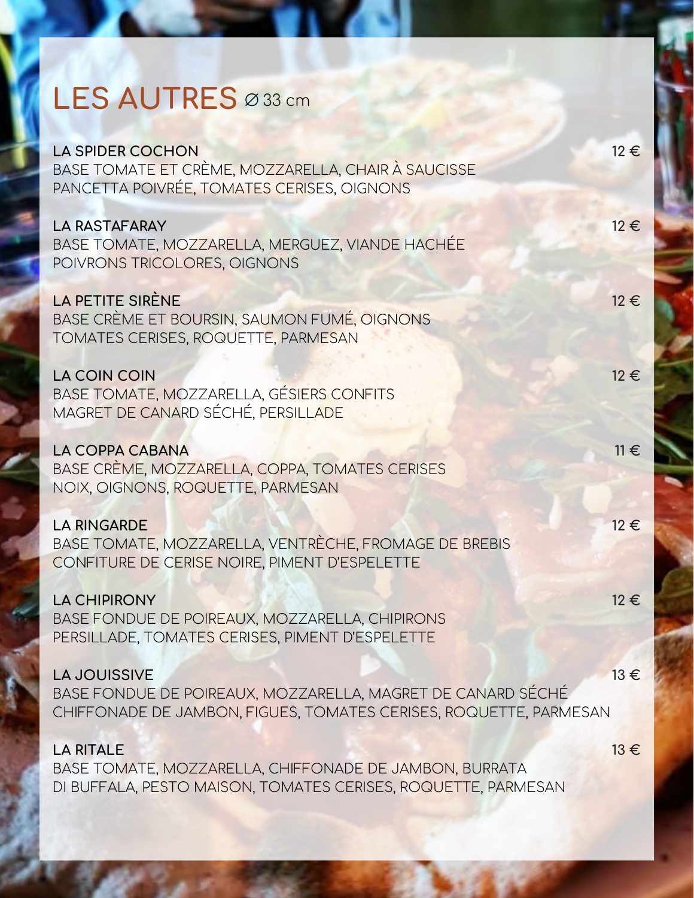# LES AUTRES ⌀ 33 cm

**LA SPIDER COCHON** — 12 €
BASE TOMATE ET CRÈME, MOZZARELLA, CHAIR À SAUCISSE
PANCETTA POIVRÉE, TOMATES CERISES, OIGNONS

**LA RASTAFARAY** — 12 €
BASE TOMATE, MOZZARELLA, MERGUEZ, VIANDE HACHÉE
POIVRONS TRICOLORES, OIGNONS

**LA PETITE SIRÈNE** — 12 €
BASE CRÈME ET BOURSIN, SAUMON FUMÉ, OIGNONS
TOMATES CERISES, ROQUETTE, PARMESAN

**LA COIN COIN** — 12 €
BASE TOMATE, MOZZARELLA, GÉSIERS CONFITS
MAGRET DE CANARD SÉCHÉ, PERSILLADE

**LA COPPA CABANA** — 11 €
BASE CRÈME, MOZZARELLA, COPPA, TOMATES CERISES
NOIX, OIGNONS, ROQUETTE, PARMESAN

**LA RINGARDE** — 12 €
BASE TOMATE, MOZZARELLA, VENTRÈCHE, FROMAGE DE BREBIS
CONFITURE DE CERISE NOIRE, PIMENT D'ESPELETTE

**LA CHIPIRONY** — 12 €
BASE FONDUE DE POIREAUX, MOZZARELLA, CHIPIRONS
PERSILLADE, TOMATES CERISES, PIMENT D'ESPELETTE

**LA JOUISSIVE** — 13 €
BASE FONDUE DE POIREAUX, MOZZARELLA, MAGRET DE CANARD SÉCHÉ
CHIFFONADE DE JAMBON, FIGUES, TOMATES CERISES, ROQUETTE, PARMESAN

**LA RITALE** — 13 €
BASE TOMATE, MOZZARELLA, CHIFFONADE DE JAMBON, BURRATA
DI BUFFALA, PESTO MAISON, TOMATES CERISES, ROQUETTE, PARMESAN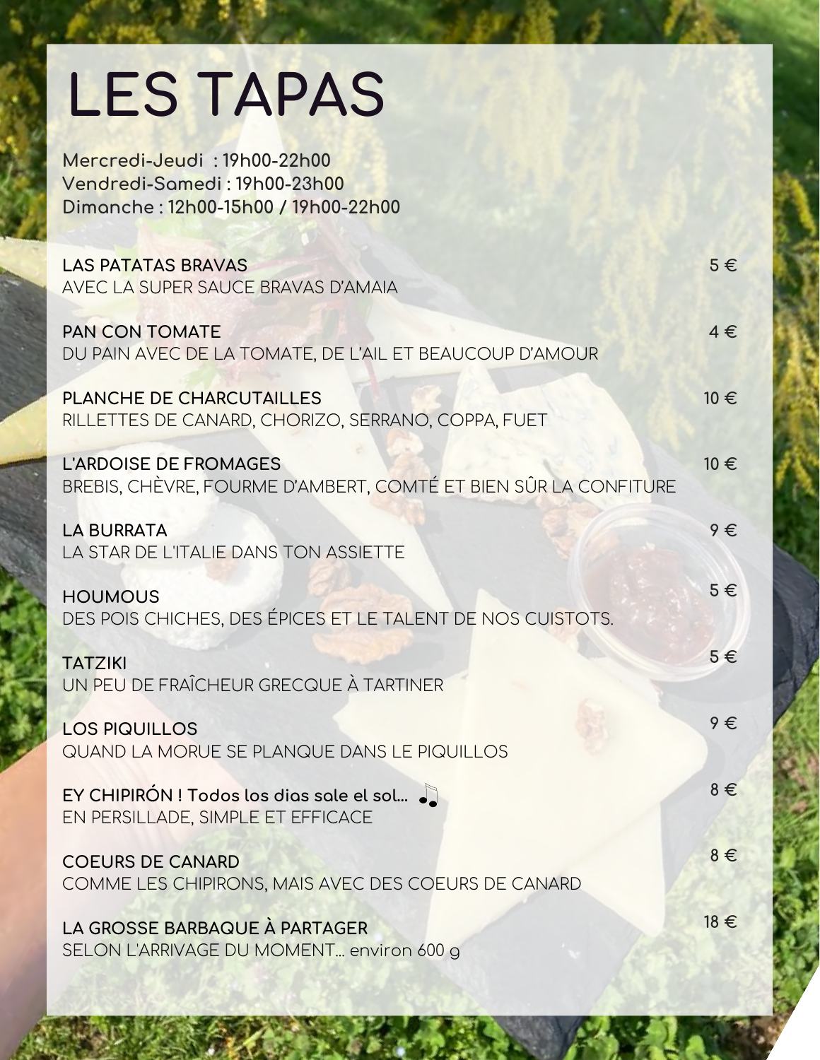# LES TAPAS

**Mercredi-Jeudi : 19h00-22h00**
**Vendredi-Samedi : 19h00-23h00**
**Dimanche : 12h00-15h00 / 19h00-22h00**

**LAS PATATAS BRAVAS** — 5 €
AVEC LA SUPER SAUCE BRAVAS D'AMAIA

**PAN CON TOMATE** — 4 €
DU PAIN AVEC DE LA TOMATE, DE L'AIL ET BEAUCOUP D'AMOUR

**PLANCHE DE CHARCUTAILLES** — 10 €
RILLETTES DE CANARD, CHORIZO, SERRANO, COPPA, FUET

**L'ARDOISE DE FROMAGES** — 10 €
BREBIS, CHÈVRE, FOURME D'AMBERT, COMTÉ ET BIEN SÛR LA CONFITURE

**LA BURRATA** — 9 €
LA STAR DE L'ITALIE DANS TON ASSIETTE

**HOUMOUS** — 5 €
DES POIS CHICHES, DES ÉPICES ET LE TALENT DE NOS CUISTOTS.

**TATZIKI** — 5 €
UN PEU DE FRAÎCHEUR GRECQUE À TARTINER

**LOS PIQUILLOS** — 9 €
QUAND LA MORUE SE PLANQUE DANS LE PIQUILLOS

**EY CHIPIRÓN ! Todos los dias sale el sol... ♫** — 8 €
EN PERSILLADE, SIMPLE ET EFFICACE

**COEURS DE CANARD** — 8 €
COMME LES CHIPIRONS, MAIS AVEC DES COEURS DE CANARD

**LA GROSSE BARBAQUE À PARTAGER** — 18 €
SELON L'ARRIVAGE DU MOMENT... environ 600 g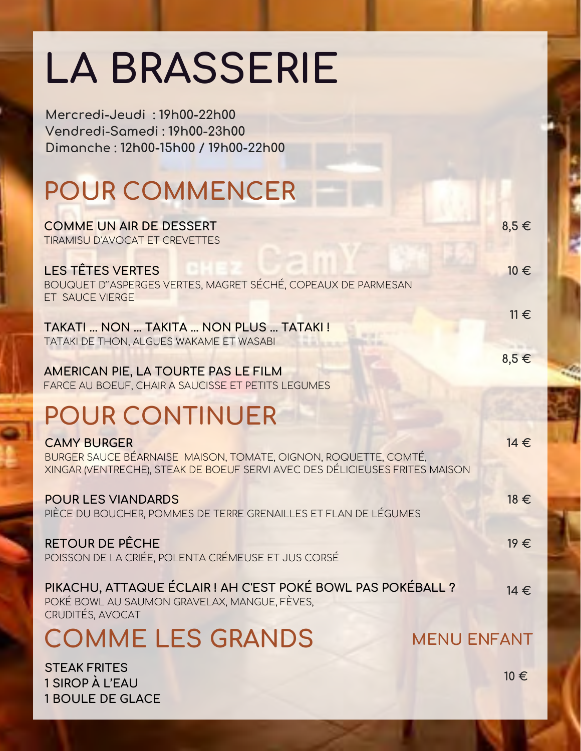# LA BRASSERIE

**Mercredi-Jeudi : 19h00-22h00**
**Vendredi-Samedi : 19h00-23h00**
**Dimanche : 12h00-15h00 / 19h00-22h00**

## POUR COMMENCER

**COMME UN AIR DE DESSERT** — 8,5 €
TIRAMISU D'AVOCAT ET CREVETTES

**LES TÊTES VERTES** — 10 €
BOUQUET D'ASPERGES VERTES, MAGRET SÉCHÉ, COPEAUX DE PARMESAN ET SAUCE VIERGE

**TAKATI ... NON ... TAKITA ... NON PLUS ... TATAKI !** — 11 €
TATAKI DE THON, ALGUES WAKAME ET WASABI

**AMERICAN PIE, LA TOURTE PAS LE FILM** — 8,5 €
FARCE AU BOEUF, CHAIR A SAUCISSE ET PETITS LEGUMES

## POUR CONTINUER

**CAMY BURGER** — 14 €
BURGER SAUCE BÉARNAISE MAISON, TOMATE, OIGNON, ROQUETTE, COMTÉ, XINGAR (VENTRECHE), STEAK DE BOEUF SERVI AVEC DES DÉLICIEUSES FRITES MAISON

**POUR LES VIANDARDS** — 18 €
PIÈCE DU BOUCHER, POMMES DE TERRE GRENAILLES ET FLAN DE LÉGUMES

**RETOUR DE PÊCHE** — 19 €
POISSON DE LA CRIÉE, POLENTA CRÉMEUSE ET JUS CORSÉ

**PIKACHU, ATTAQUE ÉCLAIR ! AH C'EST POKÉ BOWL PAS POKÉBALL ?** — 14 €
POKÉ BOWL AU SAUMON GRAVELAX, MANGUE, FÈVES, CRUDITÉS, AVOCAT

## COMME LES GRANDS

### MENU ENFANT

**STEAK FRITES**
**1 SIROP À L'EAU**
**1 BOULE DE GLACE**

10 €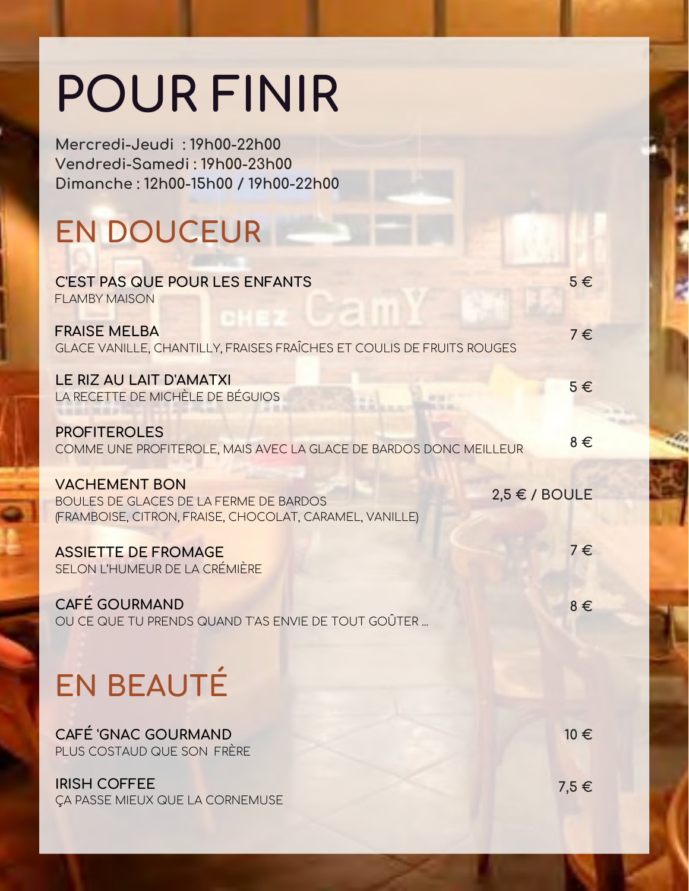# POUR FINIR

**Mercredi-Jeudi : 19h00-22h00**
**Vendredi-Samedi : 19h00-23h00**
**Dimanche : 12h00-15h00 / 19h00-22h00**

## EN DOUCEUR

**C'EST PAS QUE POUR LES ENFANTS** — 5 €
FLAMBY MAISON

**FRAISE MELBA** — 7 €
GLACE VANILLE, CHANTILLY, FRAISES FRAÎCHES ET COULIS DE FRUITS ROUGES

**LE RIZ AU LAIT D'AMATXI** — 5 €
LA RECETTE DE MICHÈLE DE BÉGUIOS

**PROFITEROLES** — 8 €
COMME UNE PROFITEROLE, MAIS AVEC LA GLACE DE BARDOS DONC MEILLEUR

**VACHEMENT BON** — 2,5 € / BOULE
BOULES DE GLACES DE LA FERME DE BARDOS
(FRAMBOISE, CITRON, FRAISE, CHOCOLAT, CARAMEL, VANILLE)

**ASSIETTE DE FROMAGE** — 7 €
SELON L'HUMEUR DE LA CRÉMIÈRE

**CAFÉ GOURMAND** — 8 €
OU CE QUE TU PRENDS QUAND T'AS ENVIE DE TOUT GOÛTER ...

## EN BEAUTÉ

**CAFÉ 'GNAC GOURMAND** — 10 €
PLUS COSTAUD QUE SON FRÈRE

**IRISH COFFEE** — 7,5 €
ÇA PASSE MIEUX QUE LA CORNEMUSE